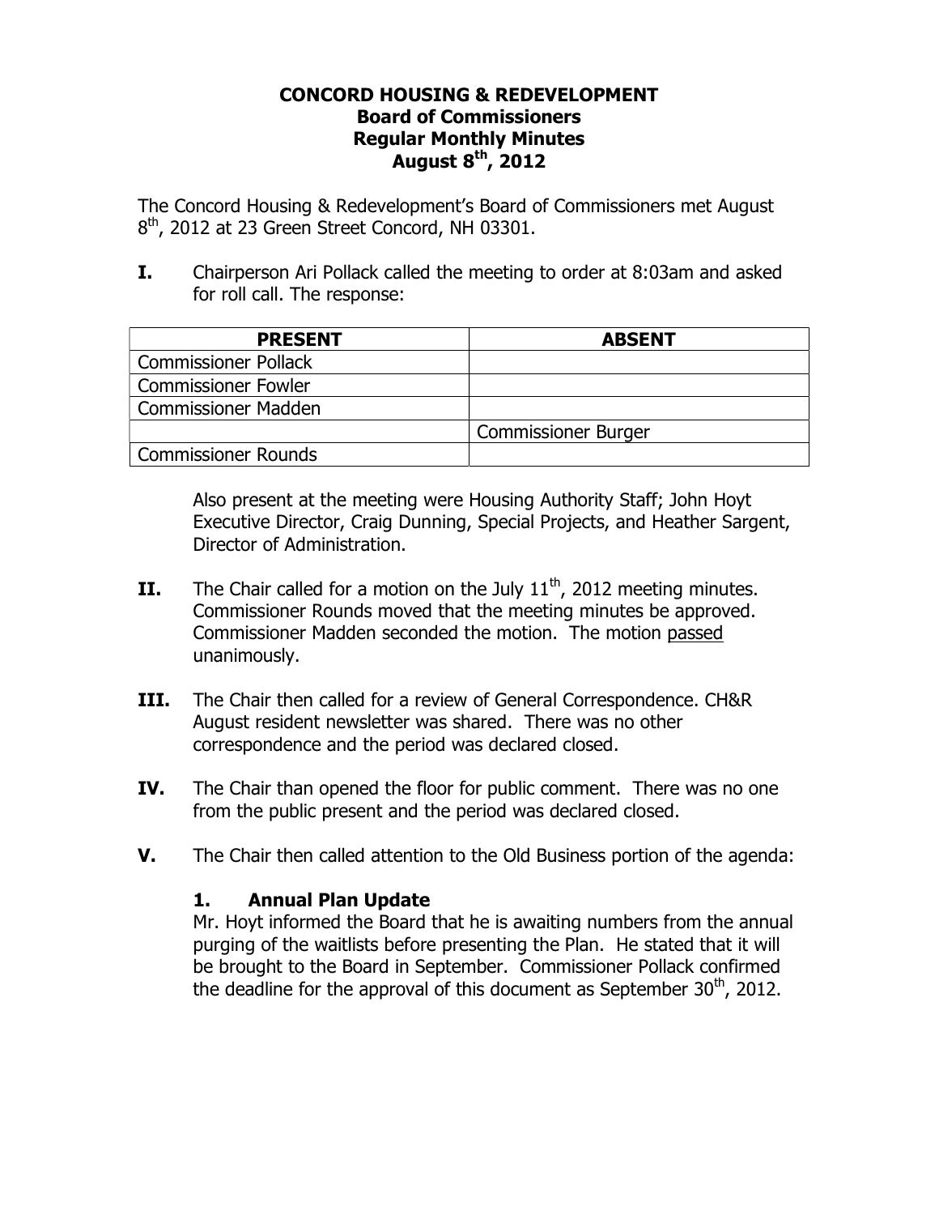**CONCORD HOUSING & REDEVELOPMENT**
**Board of Commissioners**
**Regular Monthly Minutes**
**August 8th, 2012**

The Concord Housing & Redevelopment's Board of Commissioners met August 8th, 2012 at 23 Green Street Concord, NH 03301.

**I.** Chairperson Ari Pollack called the meeting to order at 8:03am and asked for roll call. The response:

| PRESENT | ABSENT |
|---|---|
| Commissioner Pollack | |
| Commissioner Fowler | |
| Commissioner Madden | |
| | Commissioner Burger |
| Commissioner Rounds | |

Also present at the meeting were Housing Authority Staff; John Hoyt Executive Director, Craig Dunning, Special Projects, and Heather Sargent, Director of Administration.

**II.** The Chair called for a motion on the July 11th, 2012 meeting minutes. Commissioner Rounds moved that the meeting minutes be approved. Commissioner Madden seconded the motion. The motion passed unanimously.

**III.** The Chair then called for a review of General Correspondence. CH&R August resident newsletter was shared. There was no other correspondence and the period was declared closed.

**IV.** The Chair than opened the floor for public comment. There was no one from the public present and the period was declared closed.

**V.** The Chair then called attention to the Old Business portion of the agenda:

**1. Annual Plan Update**

Mr. Hoyt informed the Board that he is awaiting numbers from the annual purging of the waitlists before presenting the Plan. He stated that it will be brought to the Board in September. Commissioner Pollack confirmed the deadline for the approval of this document as September 30th, 2012.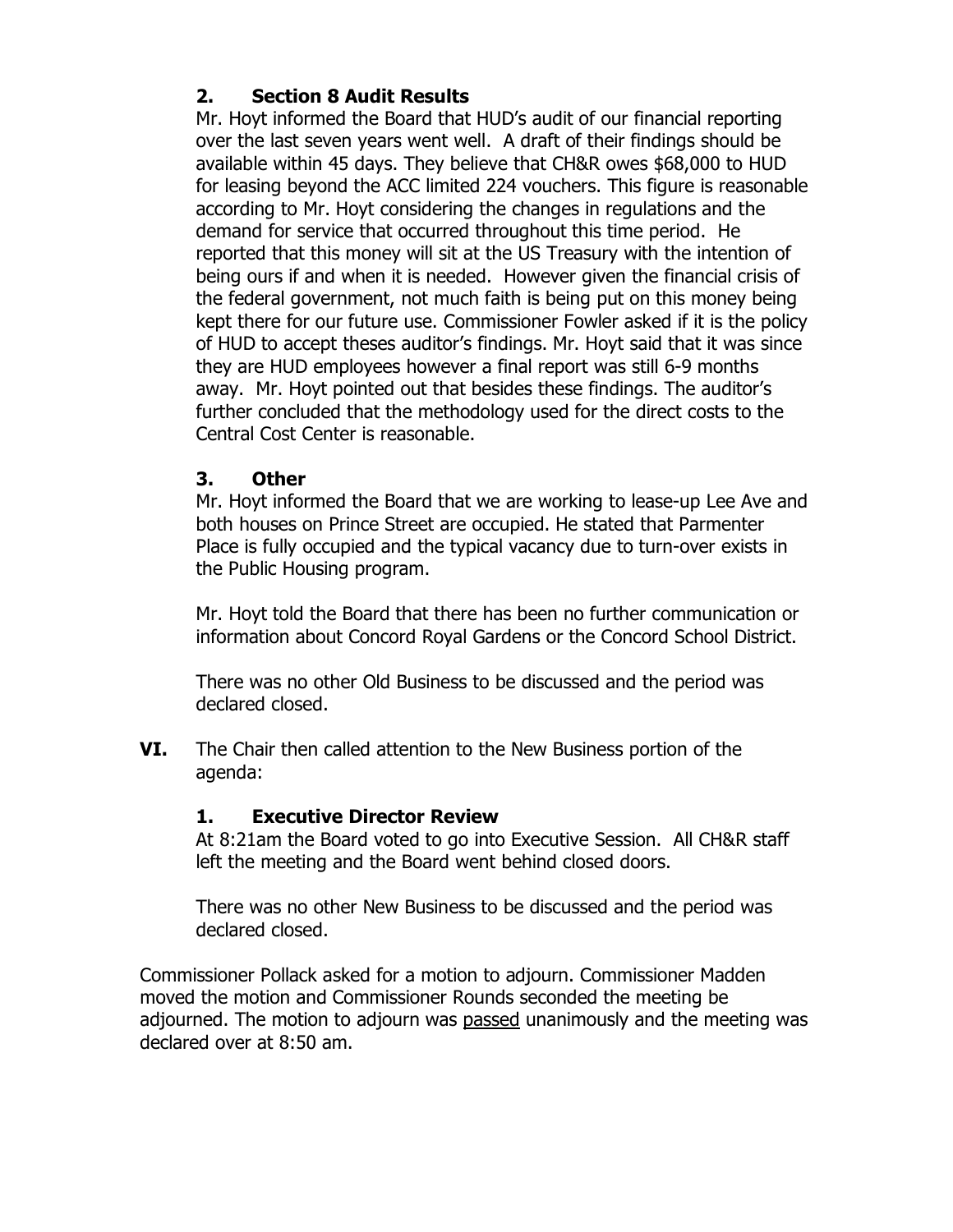### 2. Section 8 Audit Results

Mr. Hoyt informed the Board that HUD's audit of our financial reporting over the last seven years went well. A draft of their findings should be available within 45 days. They believe that CH&R owes $68,000 to HUD for leasing beyond the ACC limited 224 vouchers. This figure is reasonable according to Mr. Hoyt considering the changes in regulations and the demand for service that occurred throughout this time period. He reported that this money will sit at the US Treasury with the intention of being ours if and when it is needed. However given the financial crisis of the federal government, not much faith is being put on this money being kept there for our future use. Commissioner Fowler asked if it is the policy of HUD to accept theses auditor's findings. Mr. Hoyt said that it was since they are HUD employees however a final report was still 6-9 months away. Mr. Hoyt pointed out that besides these findings. The auditor's further concluded that the methodology used for the direct costs to the Central Cost Center is reasonable.

### 3. Other

Mr. Hoyt informed the Board that we are working to lease-up Lee Ave and both houses on Prince Street are occupied. He stated that Parmenter Place is fully occupied and the typical vacancy due to turn-over exists in the Public Housing program.

Mr. Hoyt told the Board that there has been no further communication or information about Concord Royal Gardens or the Concord School District.

There was no other Old Business to be discussed and the period was declared closed.

**VI.** The Chair then called attention to the New Business portion of the agenda:

### 1. Executive Director Review

At 8:21am the Board voted to go into Executive Session. All CH&R staff left the meeting and the Board went behind closed doors.

There was no other New Business to be discussed and the period was declared closed.

Commissioner Pollack asked for a motion to adjourn. Commissioner Madden moved the motion and Commissioner Rounds seconded the meeting be adjourned. The motion to adjourn was passed unanimously and the meeting was declared over at 8:50 am.